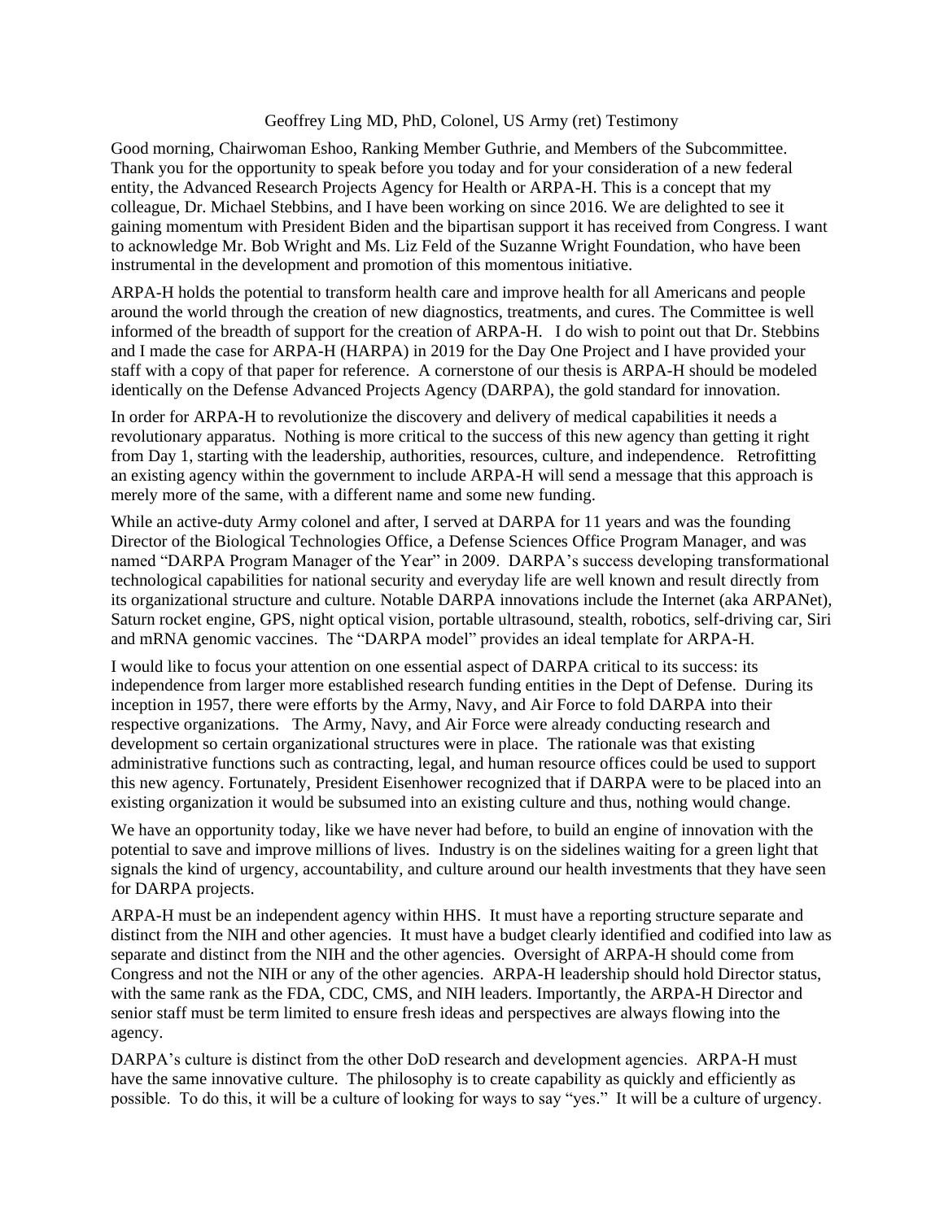Geoffrey Ling MD, PhD, Colonel, US Army (ret) Testimony

Good morning, Chairwoman Eshoo, Ranking Member Guthrie, and Members of the Subcommittee. Thank you for the opportunity to speak before you today and for your consideration of a new federal entity, the Advanced Research Projects Agency for Health or ARPA-H. This is a concept that my colleague, Dr. Michael Stebbins, and I have been working on since 2016. We are delighted to see it gaining momentum with President Biden and the bipartisan support it has received from Congress. I want to acknowledge Mr. Bob Wright and Ms. Liz Feld of the Suzanne Wright Foundation, who have been instrumental in the development and promotion of this momentous initiative.

ARPA-H holds the potential to transform health care and improve health for all Americans and people around the world through the creation of new diagnostics, treatments, and cures. The Committee is well informed of the breadth of support for the creation of ARPA-H. I do wish to point out that Dr. Stebbins and I made the case for ARPA-H (HARPA) in 2019 for the Day One Project and I have provided your staff with a copy of that paper for reference. A cornerstone of our thesis is ARPA-H should be modeled identically on the Defense Advanced Projects Agency (DARPA), the gold standard for innovation.

In order for ARPA-H to revolutionize the discovery and delivery of medical capabilities it needs a revolutionary apparatus. Nothing is more critical to the success of this new agency than getting it right from Day 1, starting with the leadership, authorities, resources, culture, and independence. Retrofitting an existing agency within the government to include ARPA-H will send a message that this approach is merely more of the same, with a different name and some new funding.

While an active-duty Army colonel and after, I served at DARPA for 11 years and was the founding Director of the Biological Technologies Office, a Defense Sciences Office Program Manager, and was named "DARPA Program Manager of the Year" in 2009. DARPA's success developing transformational technological capabilities for national security and everyday life are well known and result directly from its organizational structure and culture. Notable DARPA innovations include the Internet (aka ARPANet), Saturn rocket engine, GPS, night optical vision, portable ultrasound, stealth, robotics, self-driving car, Siri and mRNA genomic vaccines. The "DARPA model" provides an ideal template for ARPA-H.

I would like to focus your attention on one essential aspect of DARPA critical to its success: its independence from larger more established research funding entities in the Dept of Defense. During its inception in 1957, there were efforts by the Army, Navy, and Air Force to fold DARPA into their respective organizations. The Army, Navy, and Air Force were already conducting research and development so certain organizational structures were in place. The rationale was that existing administrative functions such as contracting, legal, and human resource offices could be used to support this new agency. Fortunately, President Eisenhower recognized that if DARPA were to be placed into an existing organization it would be subsumed into an existing culture and thus, nothing would change.

We have an opportunity today, like we have never had before, to build an engine of innovation with the potential to save and improve millions of lives. Industry is on the sidelines waiting for a green light that signals the kind of urgency, accountability, and culture around our health investments that they have seen for DARPA projects.

ARPA-H must be an independent agency within HHS. It must have a reporting structure separate and distinct from the NIH and other agencies. It must have a budget clearly identified and codified into law as separate and distinct from the NIH and the other agencies. Oversight of ARPA-H should come from Congress and not the NIH or any of the other agencies. ARPA-H leadership should hold Director status, with the same rank as the FDA, CDC, CMS, and NIH leaders. Importantly, the ARPA-H Director and senior staff must be term limited to ensure fresh ideas and perspectives are always flowing into the agency.

DARPA's culture is distinct from the other DoD research and development agencies. ARPA-H must have the same innovative culture. The philosophy is to create capability as quickly and efficiently as possible. To do this, it will be a culture of looking for ways to say "yes." It will be a culture of urgency.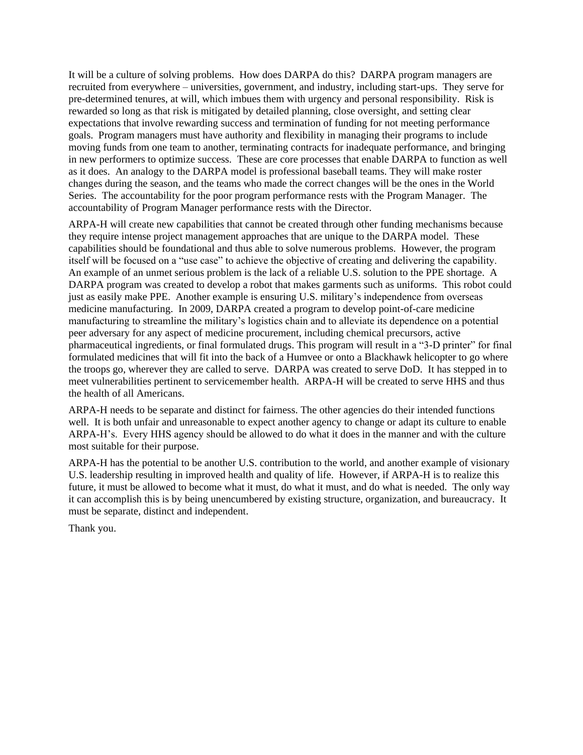It will be a culture of solving problems. How does DARPA do this? DARPA program managers are recruited from everywhere – universities, government, and industry, including start-ups. They serve for pre-determined tenures, at will, which imbues them with urgency and personal responsibility. Risk is rewarded so long as that risk is mitigated by detailed planning, close oversight, and setting clear expectations that involve rewarding success and termination of funding for not meeting performance goals. Program managers must have authority and flexibility in managing their programs to include moving funds from one team to another, terminating contracts for inadequate performance, and bringing in new performers to optimize success. These are core processes that enable DARPA to function as well as it does. An analogy to the DARPA model is professional baseball teams. They will make roster changes during the season, and the teams who made the correct changes will be the ones in the World Series. The accountability for the poor program performance rests with the Program Manager. The accountability of Program Manager performance rests with the Director.

ARPA-H will create new capabilities that cannot be created through other funding mechanisms because they require intense project management approaches that are unique to the DARPA model. These capabilities should be foundational and thus able to solve numerous problems. However, the program itself will be focused on a "use case" to achieve the objective of creating and delivering the capability. An example of an unmet serious problem is the lack of a reliable U.S. solution to the PPE shortage. A DARPA program was created to develop a robot that makes garments such as uniforms. This robot could just as easily make PPE. Another example is ensuring U.S. military's independence from overseas medicine manufacturing. In 2009, DARPA created a program to develop point-of-care medicine manufacturing to streamline the military's logistics chain and to alleviate its dependence on a potential peer adversary for any aspect of medicine procurement, including chemical precursors, active pharmaceutical ingredients, or final formulated drugs. This program will result in a "3-D printer" for final formulated medicines that will fit into the back of a Humvee or onto a Blackhawk helicopter to go where the troops go, wherever they are called to serve. DARPA was created to serve DoD. It has stepped in to meet vulnerabilities pertinent to servicemember health. ARPA-H will be created to serve HHS and thus the health of all Americans.

ARPA-H needs to be separate and distinct for fairness. The other agencies do their intended functions well. It is both unfair and unreasonable to expect another agency to change or adapt its culture to enable ARPA-H's. Every HHS agency should be allowed to do what it does in the manner and with the culture most suitable for their purpose.

ARPA-H has the potential to be another U.S. contribution to the world, and another example of visionary U.S. leadership resulting in improved health and quality of life. However, if ARPA-H is to realize this future, it must be allowed to become what it must, do what it must, and do what is needed. The only way it can accomplish this is by being unencumbered by existing structure, organization, and bureaucracy. It must be separate, distinct and independent.

Thank you.